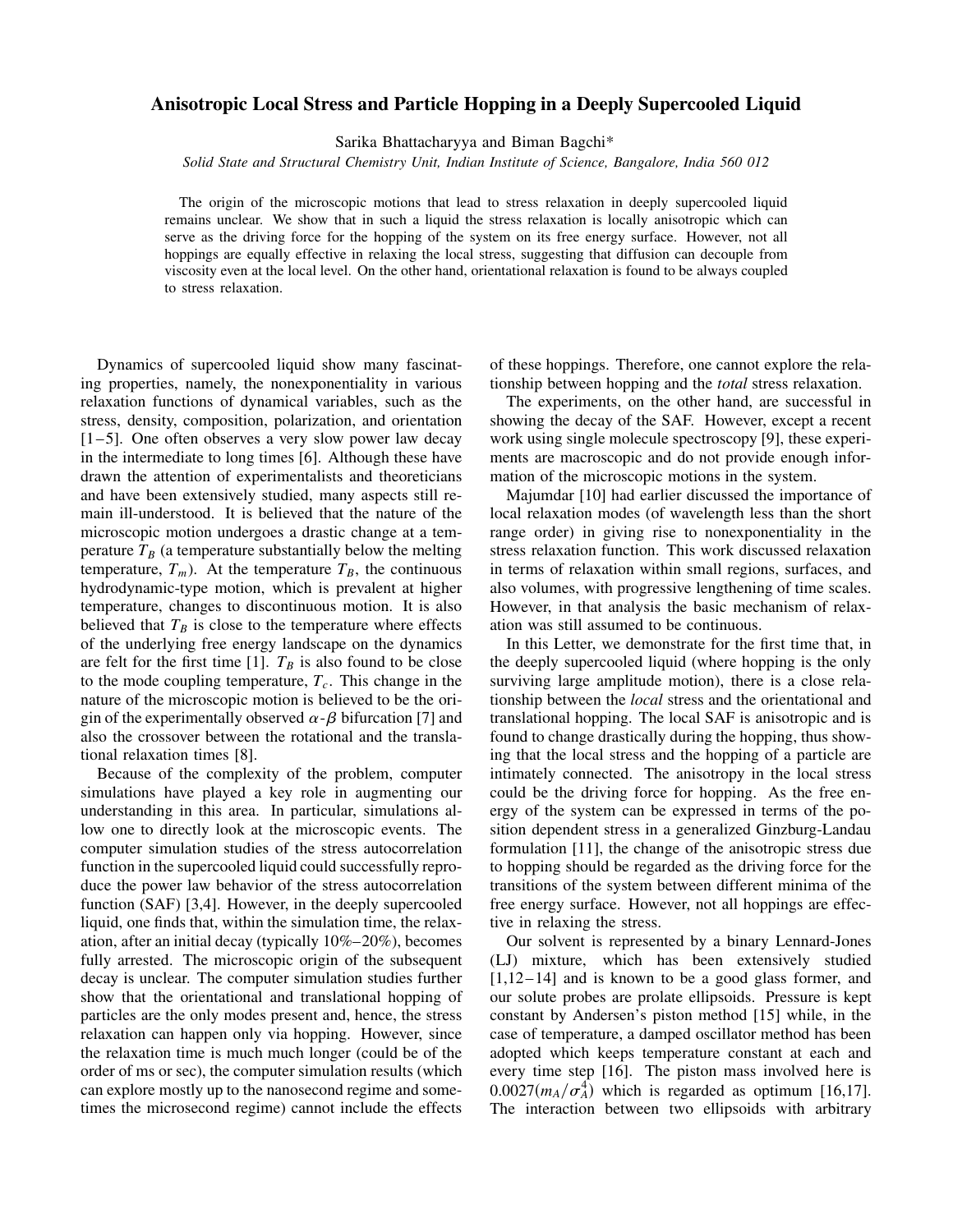# Anisotropic Local Stress and Particle Hopping in a Deeply Supercooled Liquid

Sarika Bhattacharyya and Biman Bagchi*

*Solid State and Structural Chemistry Unit, Indian Institute of Science, Bangalore, India 560 012*

The origin of the microscopic motions that lead to stress relaxation in deeply supercooled liquid remains unclear. We show that in such a liquid the stress relaxation is locally anisotropic which can serve as the driving force for the hopping of the system on its free energy surface. However, not all hoppings are equally effective in relaxing the local stress, suggesting that diffusion can decouple from viscosity even at the local level. On the other hand, orientational relaxation is found to be always coupled to stress relaxation.

Dynamics of supercooled liquid show many fascinating properties, namely, the nonexponentiality in various relaxation functions of dynamical variables, such as the stress, density, composition, polarization, and orientation [1–5]. One often observes a very slow power law decay in the intermediate to long times [6]. Although these have drawn the attention of experimentalists and theoreticians and have been extensively studied, many aspects still remain ill-understood. It is believed that the nature of the microscopic motion undergoes a drastic change at a temperature $T_B$ (a temperature substantially below the melting temperature, $T_m$). At the temperature $T_B$, the continuous hydrodynamic-type motion, which is prevalent at higher temperature, changes to discontinuous motion. It is also believed that $T_B$ is close to the temperature where effects of the underlying free energy landscape on the dynamics are felt for the first time [1]. $T_B$ is also found to be close to the mode coupling temperature, $T_c$. This change in the nature of the microscopic motion is believed to be the origin of the experimentally observed $\alpha$-$\beta$ bifurcation [7] and also the crossover between the rotational and the translational relaxation times [8].

Because of the complexity of the problem, computer simulations have played a key role in augmenting our understanding in this area. In particular, simulations allow one to directly look at the microscopic events. The computer simulation studies of the stress autocorrelation function in the supercooled liquid could successfully reproduce the power law behavior of the stress autocorrelation function (SAF) [3,4]. However, in the deeply supercooled liquid, one finds that, within the simulation time, the relaxation, after an initial decay (typically 10%–20%), becomes fully arrested. The microscopic origin of the subsequent decay is unclear. The computer simulation studies further show that the orientational and translational hopping of particles are the only modes present and, hence, the stress relaxation can happen only via hopping. However, since the relaxation time is much much longer (could be of the order of ms or sec), the computer simulation results (which can explore mostly up to the nanosecond regime and sometimes the microsecond regime) cannot include the effects of these hoppings. Therefore, one cannot explore the relationship between hopping and the *total* stress relaxation.

The experiments, on the other hand, are successful in showing the decay of the SAF. However, except a recent work using single molecule spectroscopy [9], these experiments are macroscopic and do not provide enough information of the microscopic motions in the system.

Majumdar [10] had earlier discussed the importance of local relaxation modes (of wavelength less than the short range order) in giving rise to nonexponentiality in the stress relaxation function. This work discussed relaxation in terms of relaxation within small regions, surfaces, and also volumes, with progressive lengthening of time scales. However, in that analysis the basic mechanism of relaxation was still assumed to be continuous.

In this Letter, we demonstrate for the first time that, in the deeply supercooled liquid (where hopping is the only surviving large amplitude motion), there is a close relationship between the *local* stress and the orientational and translational hopping. The local SAF is anisotropic and is found to change drastically during the hopping, thus showing that the local stress and the hopping of a particle are intimately connected. The anisotropy in the local stress could be the driving force for hopping. As the free energy of the system can be expressed in terms of the position dependent stress in a generalized Ginzburg-Landau formulation [11], the change of the anisotropic stress due to hopping should be regarded as the driving force for the transitions of the system between different minima of the free energy surface. However, not all hoppings are effective in relaxing the stress.

Our solvent is represented by a binary Lennard-Jones (LJ) mixture, which has been extensively studied [1,12–14] and is known to be a good glass former, and our solute probes are prolate ellipsoids. Pressure is kept constant by Andersen's piston method [15] while, in the case of temperature, a damped oscillator method has been adopted which keeps temperature constant at each and every time step [16]. The piston mass involved here is $0.0027(m_A/\sigma_A^4)$ which is regarded as optimum [16,17]. The interaction between two ellipsoids with arbitrary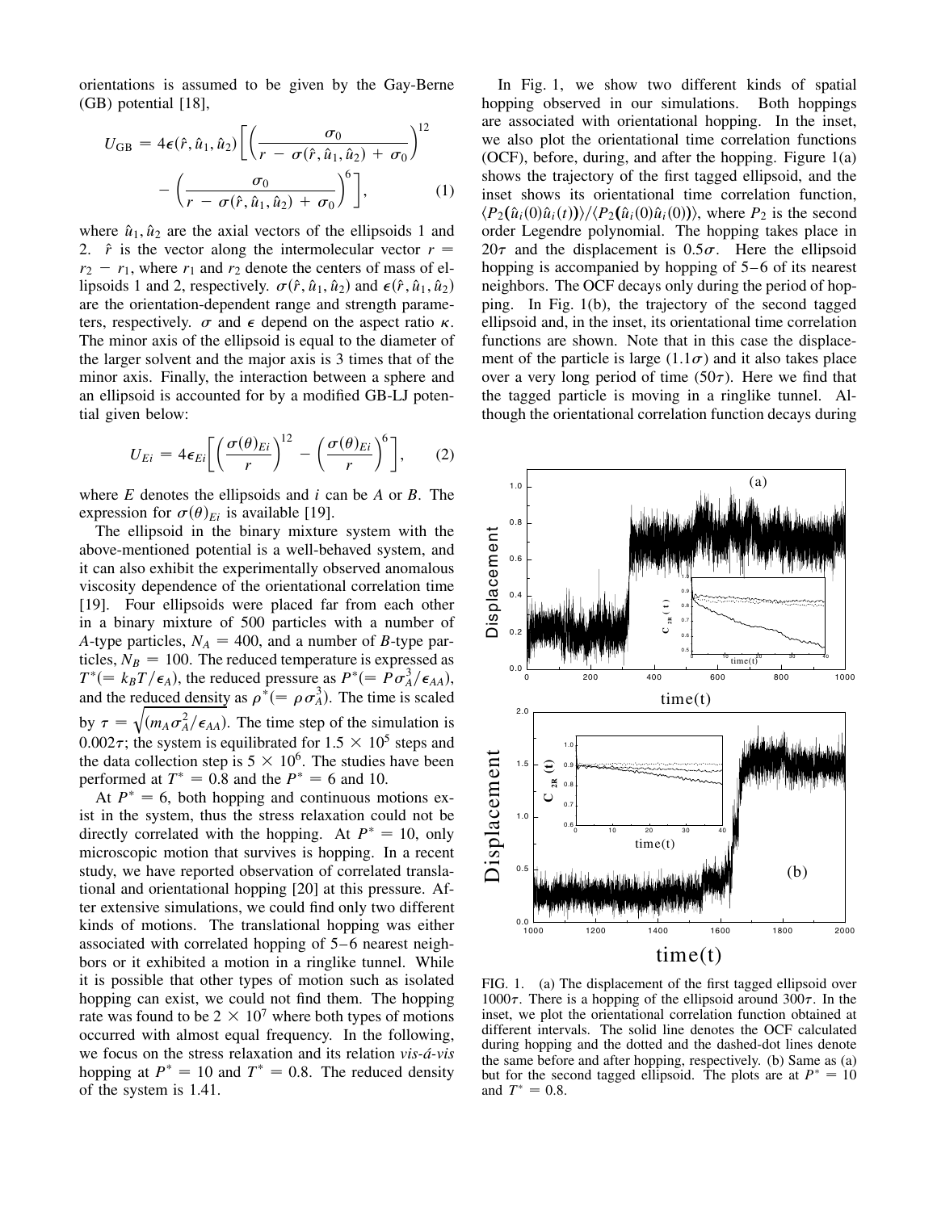orientations is assumed to be given by the Gay-Berne (GB) potential [18],

$$U_{\rm GB} = 4\epsilon(\hat{r}, \hat{u}_1, \hat{u}_2)\left[\left(\frac{\sigma_0}{r - \sigma(\hat{r}, \hat{u}_1, \hat{u}_2) + \sigma_0}\right)^{12} - \left(\frac{\sigma_0}{r - \sigma(\hat{r}, \hat{u}_1, \hat{u}_2) + \sigma_0}\right)^{6}\right], \quad (1)$$

where $\hat{u}_1, \hat{u}_2$ are the axial vectors of the ellipsoids 1 and 2. $\hat{r}$ is the vector along the intermolecular vector $r = r_2 - r_1$, where $r_1$ and $r_2$ denote the centers of mass of ellipsoids 1 and 2, respectively. $\sigma(\hat{r}, \hat{u}_1, \hat{u}_2)$ and $\epsilon(\hat{r}, \hat{u}_1, \hat{u}_2)$ are the orientation-dependent range and strength parameters, respectively. $\sigma$ and $\epsilon$ depend on the aspect ratio $\kappa$. The minor axis of the ellipsoid is equal to the diameter of the larger solvent and the major axis is 3 times that of the minor axis. Finally, the interaction between a sphere and an ellipsoid is accounted for by a modified GB-LJ potential given below:

$$U_{Ei} = 4\epsilon_{Ei}\left[\left(\frac{\sigma(\theta)_{Ei}}{r}\right)^{12} - \left(\frac{\sigma(\theta)_{Ei}}{r}\right)^{6}\right], \quad (2)$$

where $E$ denotes the ellipsoids and $i$ can be $A$ or $B$. The expression for $\sigma(\theta)_{Ei}$ is available [19].

The ellipsoid in the binary mixture system with the above-mentioned potential is a well-behaved system, and it can also exhibit the experimentally observed anomalous viscosity dependence of the orientational correlation time [19]. Four ellipsoids were placed far from each other in a binary mixture of 500 particles with a number of $A$-type particles, $N_A = 400$, and a number of $B$-type particles, $N_B = 100$. The reduced temperature is expressed as $T^*(= k_B T/\epsilon_A)$, the reduced pressure as $P^*(= P\sigma_A^3/\epsilon_{AA})$, and the reduced density as $\rho^*(= \rho\sigma_A^3)$. The time is scaled by $\tau = \sqrt{(m_A\sigma_A^2/\epsilon_{AA})}$. The time step of the simulation is $0.002\tau$; the system is equilibrated for $1.5 \times 10^5$ steps and the data collection step is $5 \times 10^6$. The studies have been performed at $T^* = 0.8$ and the $P^* = 6$ and 10.

At $P^* = 6$, both hopping and continuous motions exist in the system, thus the stress relaxation could not be directly correlated with the hopping. At $P^* = 10$, only microscopic motion that survives is hopping. In a recent study, we have reported observation of correlated translational and orientational hopping [20] at this pressure. After extensive simulations, we could find only two different kinds of motions. The translational hopping was either associated with correlated hopping of 5–6 nearest neighbors or it exhibited a motion in a ringlike tunnel. While it is possible that other types of motion such as isolated hopping can exist, we could not find them. The hopping rate was found to be $2 \times 10^7$ where both types of motions occurred with almost equal frequency. In the following, we focus on the stress relaxation and its relation *vis-á-vis* hopping at $P^* = 10$ and $T^* = 0.8$. The reduced density of the system is 1.41.

In Fig. 1, we show two different kinds of spatial hopping observed in our simulations. Both hoppings are associated with orientational hopping. In the inset, we also plot the orientational time correlation functions (OCF), before, during, and after the hopping. Figure 1(a) shows the trajectory of the first tagged ellipsoid, and the inset shows its orientational time correlation function, $\langle P_2(\hat{u}_i(0)\hat{u}_i(t))\rangle/\langle P_2(\hat{u}_i(0)\hat{u}_i(0))\rangle$, where $P_2$ is the second order Legendre polynomial. The hopping takes place in $20\tau$ and the displacement is $0.5\sigma$. Here the ellipsoid hopping is accompanied by hopping of 5–6 of its nearest neighbors. The OCF decays only during the period of hopping. In Fig. 1(b), the trajectory of the second tagged ellipsoid and, in the inset, its orientational time correlation functions are shown. Note that in this case the displacement of the particle is large $(1.1\sigma)$ and it also takes place over a very long period of time $(50\tau)$. Here we find that the tagged particle is moving in a ringlike tunnel. Although the orientational correlation function decays during

FIG. 1. (a) The displacement of the first tagged ellipsoid over $1000\tau$. There is a hopping of the ellipsoid around $300\tau$. In the inset, we plot the orientational correlation function obtained at different intervals. The solid line denotes the OCF calculated during hopping and the dotted and the dashed-dot lines denote the same before and after hopping, respectively. (b) Same as (a) but for the second tagged ellipsoid. The plots are at $P^* = 10$ and $T^* = 0.8$.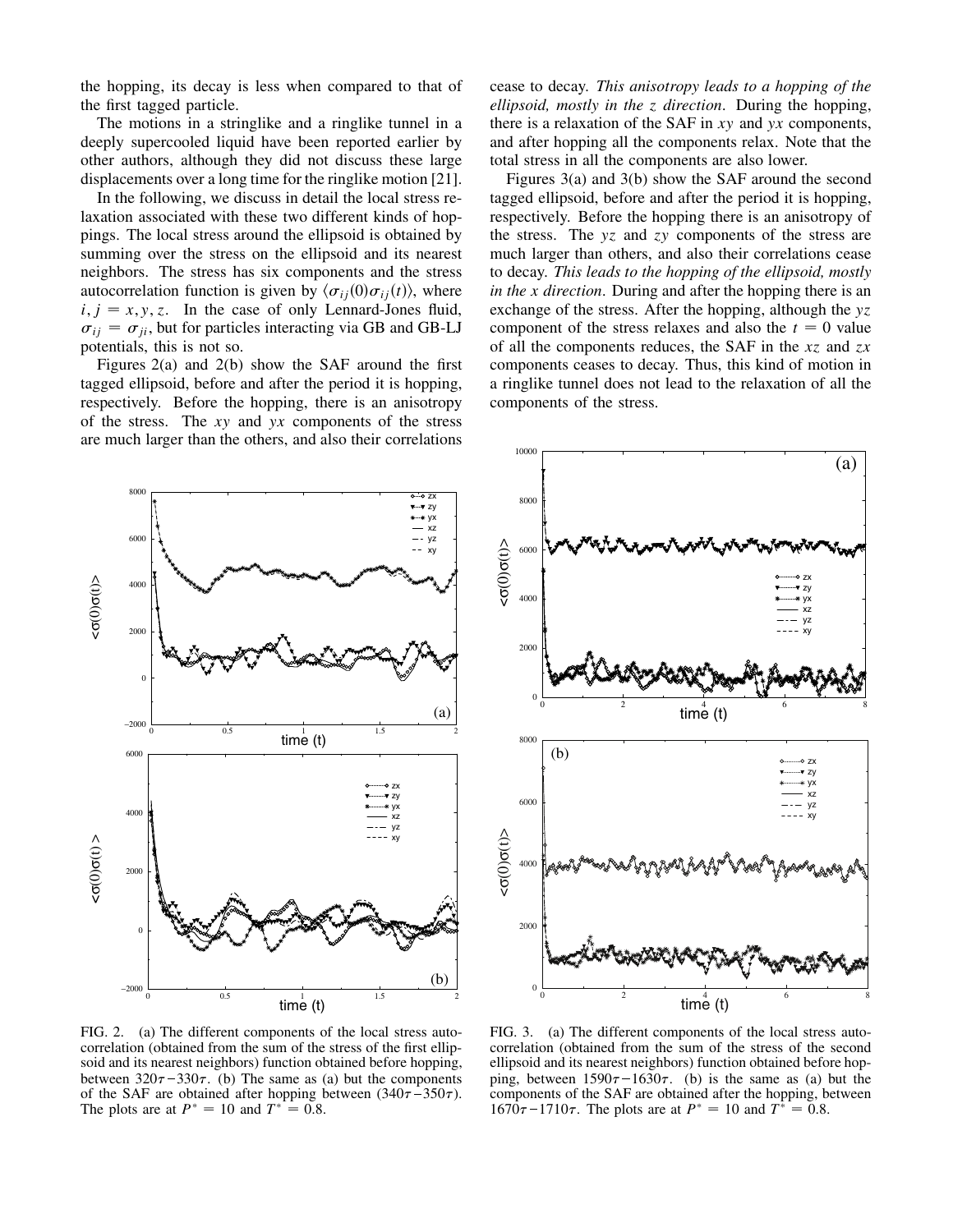the hopping, its decay is less when compared to that of the first tagged particle.

The motions in a stringlike and a ringlike tunnel in a deeply supercooled liquid have been reported earlier by other authors, although they did not discuss these large displacements over a long time for the ringlike motion [21].

In the following, we discuss in detail the local stress relaxation associated with these two different kinds of hoppings. The local stress around the ellipsoid is obtained by summing over the stress on the ellipsoid and its nearest neighbors. The stress has six components and the stress autocorrelation function is given by $\langle \sigma_{ij}(0)\sigma_{ij}(t)\rangle$, where $i, j = x, y, z$. In the case of only Lennard-Jones fluid, $\sigma_{ij} = \sigma_{ji}$, but for particles interacting via GB and GB-LJ potentials, this is not so.

Figures 2(a) and 2(b) show the SAF around the first tagged ellipsoid, before and after the period it is hopping, respectively. Before the hopping, there is an anisotropy of the stress. The $xy$ and $yx$ components of the stress are much larger than the others, and also their correlations cease to decay. *This anisotropy leads to a hopping of the ellipsoid, mostly in the z direction*. During the hopping, there is a relaxation of the SAF in $xy$ and $yx$ components, and after hopping all the components relax. Note that the total stress in all the components are also lower.

Figures 3(a) and 3(b) show the SAF around the second tagged ellipsoid, before and after the period it is hopping, respectively. Before the hopping there is an anisotropy of the stress. The $yz$ and $zy$ components of the stress are much larger than others, and also their correlations cease to decay. *This leads to the hopping of the ellipsoid, mostly in the x direction*. During and after the hopping there is an exchange of the stress. After the hopping, although the $yz$ component of the stress relaxes and also the $t = 0$ value of all the components reduces, the SAF in the $xz$ and $zx$ components ceases to decay. Thus, this kind of motion in a ringlike tunnel does not lead to the relaxation of all the components of the stress.

FIG. 2. (a) The different components of the local stress autocorrelation (obtained from the sum of the stress of the first ellipsoid and its nearest neighbors) function obtained before hopping, between $320\tau - 330\tau$. (b) The same as (a) but the components of the SAF are obtained after hopping between $(340\tau - 350\tau)$. The plots are at $P^* = 10$ and $T^* = 0.8$.

FIG. 3. (a) The different components of the local stress autocorrelation (obtained from the sum of the stress of the second ellipsoid and its nearest neighbors) function obtained before hopping, between $1590\tau - 1630\tau$. (b) is the same as (a) but the components of the SAF are obtained after the hopping, between $1670\tau - 1710\tau$. The plots are at $P^* = 10$ and $T^* = 0.8$.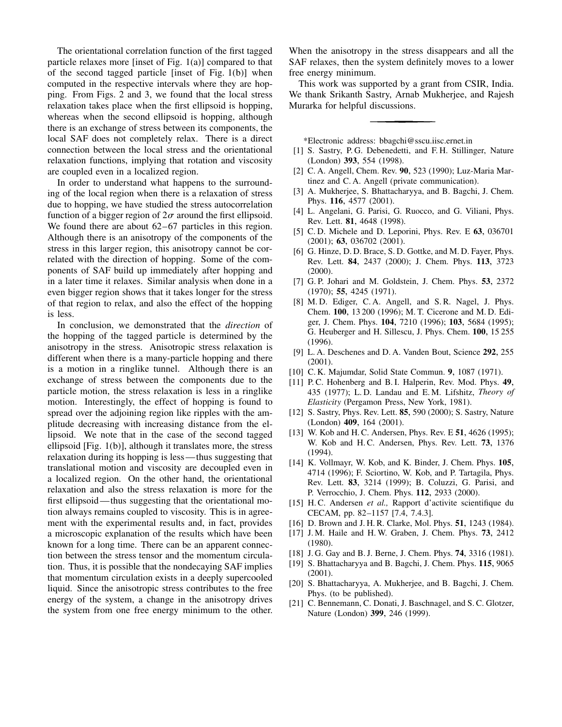The orientational correlation function of the first tagged particle relaxes more [inset of Fig. 1(a)] compared to that of the second tagged particle [inset of Fig. 1(b)] when computed in the respective intervals where they are hopping. From Figs. 2 and 3, we found that the local stress relaxation takes place when the first ellipsoid is hopping, whereas when the second ellipsoid is hopping, although there is an exchange of stress between its components, the local SAF does not completely relax. There is a direct connection between the local stress and the orientational relaxation functions, implying that rotation and viscosity are coupled even in a localized region.

In order to understand what happens to the surrounding of the local region when there is a relaxation of stress due to hopping, we have studied the stress autocorrelation function of a bigger region of $2\sigma$ around the first ellipsoid. We found there are about 62–67 particles in this region. Although there is an anisotropy of the components of the stress in this larger region, this anisotropy cannot be correlated with the direction of hopping. Some of the components of SAF build up immediately after hopping and in a later time it relaxes. Similar analysis when done in a even bigger region shows that it takes longer for the stress of that region to relax, and also the effect of the hopping is less.

In conclusion, we demonstrated that the *direction* of the hopping of the tagged particle is determined by the anisotropy in the stress. Anisotropic stress relaxation is different when there is a many-particle hopping and there is a motion in a ringlike tunnel. Although there is an exchange of stress between the components due to the particle motion, the stress relaxation is less in a ringlike motion. Interestingly, the effect of hopping is found to spread over the adjoining region like ripples with the amplitude decreasing with increasing distance from the ellipsoid. We note that in the case of the second tagged ellipsoid [Fig. 1(b)], although it translates more, the stress relaxation during its hopping is less—thus suggesting that translational motion and viscosity are decoupled even in a localized region. On the other hand, the orientational relaxation and also the stress relaxation is more for the first ellipsoid—thus suggesting that the orientational motion always remains coupled to viscosity. This is in agreement with the experimental results and, in fact, provides a microscopic explanation of the results which have been known for a long time. There can be an apparent connection between the stress tensor and the momentum circulation. Thus, it is possible that the nondecaying SAF implies that momentum circulation exists in a deeply supercooled liquid. Since the anisotropic stress contributes to the free energy of the system, a change in the anisotropy drives the system from one free energy minimum to the other. When the anisotropy in the stress disappears and all the SAF relaxes, then the system definitely moves to a lower free energy minimum.

This work was supported by a grant from CSIR, India. We thank Srikanth Sastry, Arnab Mukherjee, and Rajesh Murarka for helpful discussions.

---

*Electronic address: bbagchi@sscu.iisc.ernet.in

[1] S. Sastry, P. G. Debenedetti, and F. H. Stillinger, Nature (London) **393**, 554 (1998).

[2] C. A. Angell, Chem. Rev. **90**, 523 (1990); Luz-Maria Martinez and C. A. Angell (private communication).

[3] A. Mukherjee, S. Bhattacharyya, and B. Bagchi, J. Chem. Phys. **116**, 4577 (2001).

[4] L. Angelani, G. Parisi, G. Ruocco, and G. Viliani, Phys. Rev. Lett. **81**, 4648 (1998).

[5] C. D. Michele and D. Leporini, Phys. Rev. E **63**, 036701 (2001); **63**, 036702 (2001).

[6] G. Hinze, D. D. Brace, S. D. Gottke, and M. D. Fayer, Phys. Rev. Lett. **84**, 2437 (2000); J. Chem. Phys. **113**, 3723 (2000).

[7] G. P. Johari and M. Goldstein, J. Chem. Phys. **53**, 2372 (1970); **55**, 4245 (1971).

[8] M. D. Ediger, C. A. Angell, and S. R. Nagel, J. Phys. Chem. **100**, 13 200 (1996); M. T. Cicerone and M. D. Ediger, J. Chem. Phys. **104**, 7210 (1996); **103**, 5684 (1995); G. Heuberger and H. Sillescu, J. Phys. Chem. **100**, 15 255 (1996).

[9] L. A. Deschenes and D. A. Vanden Bout, Science **292**, 255 (2001).

[10] C. K. Majumdar, Solid State Commun. **9**, 1087 (1971).

[11] P. C. Hohenberg and B. I. Halperin, Rev. Mod. Phys. **49**, 435 (1977); L. D. Landau and E. M. Lifshitz, *Theory of Elasticity* (Pergamon Press, New York, 1981).

[12] S. Sastry, Phys. Rev. Lett. **85**, 590 (2000); S. Sastry, Nature (London) **409**, 164 (2001).

[13] W. Kob and H. C. Andersen, Phys. Rev. E **51**, 4626 (1995); W. Kob and H. C. Andersen, Phys. Rev. Lett. **73**, 1376 (1994).

[14] K. Vollmayr, W. Kob, and K. Binder, J. Chem. Phys. **105**, 4714 (1996); F. Sciortino, W. Kob, and P. Tartagila, Phys. Rev. Lett. **83**, 3214 (1999); B. Coluzzi, G. Parisi, and P. Verrocchio, J. Chem. Phys. **112**, 2933 (2000).

[15] H. C. Andersen *et al.,* Rapport d'activite scientifique du CECAM, pp. 82–1157 [7.4, 7.4.3].

[16] D. Brown and J. H. R. Clarke, Mol. Phys. **51**, 1243 (1984).

[17] J. M. Haile and H. W. Graben, J. Chem. Phys. **73**, 2412 (1980).

[18] J. G. Gay and B. J. Berne, J. Chem. Phys. **74**, 3316 (1981).

[19] S. Bhattacharyya and B. Bagchi, J. Chem. Phys. **115**, 9065 (2001).

[20] S. Bhattacharyya, A. Mukherjee, and B. Bagchi, J. Chem. Phys. (to be published).

[21] C. Bennemann, C. Donati, J. Baschnagel, and S. C. Glotzer, Nature (London) **399**, 246 (1999).